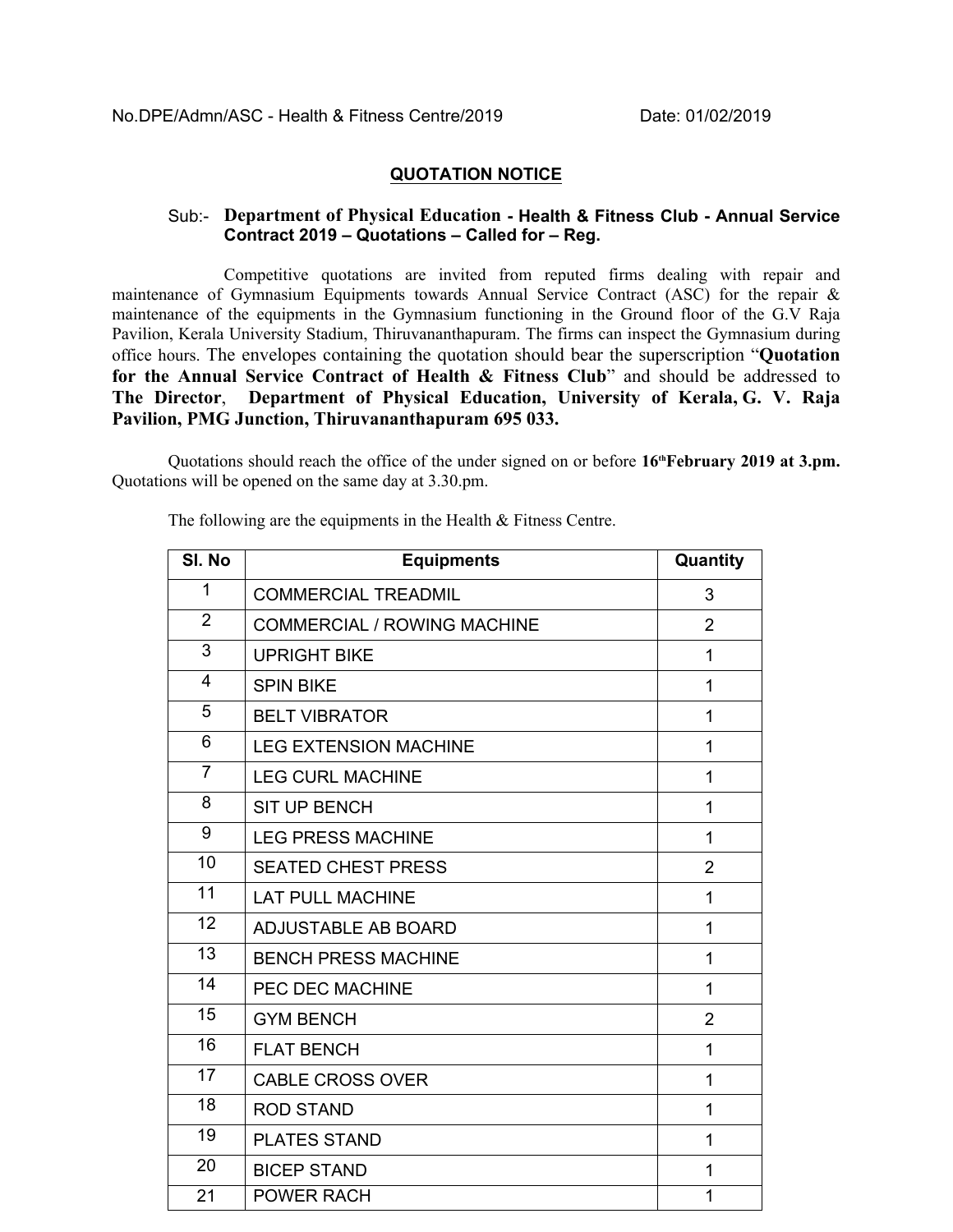No.DPE/Admn/ASC - Health & Fitness Centre/2019 Date: 01/02/2019

## QUOTATION NOTICE

Sub:- **Department of Physical Education - Health & Fitness Club - Annual Service Contract 2019 – Quotations – Called for – Reg.**

Competitive quotations are invited from reputed firms dealing with repair and maintenance of Gymnasium Equipments towards Annual Service Contract (ASC) for the repair & maintenance of the equipments in the Gymnasium functioning in the Ground floor of the G.V Raja Pavilion, Kerala University Stadium, Thiruvananthapuram. The firms can inspect the Gymnasium during office hours. The envelopes containing the quotation should bear the superscription "**Quotation for the Annual Service Contract of Health & Fitness Club**" and should be addressed to **The Director**, **Department of Physical Education, University of Kerala, G. V. Raja Pavilion, PMG Junction, Thiruvananthapuram 695 033.**

Quotations should reach the office of the under signed on or before **16th February 2019 at 3.pm.** Quotations will be opened on the same day at 3.30.pm.

The following are the equipments in the Health & Fitness Centre.

| Sl. No | Equipments | Quantity |
|---|---|---|
| 1 | COMMERCIAL TREADMIL | 3 |
| 2 | COMMERCIAL / ROWING MACHINE | 2 |
| 3 | UPRIGHT BIKE | 1 |
| 4 | SPIN BIKE | 1 |
| 5 | BELT VIBRATOR | 1 |
| 6 | LEG EXTENSION MACHINE | 1 |
| 7 | LEG CURL MACHINE | 1 |
| 8 | SIT UP BENCH | 1 |
| 9 | LEG PRESS MACHINE | 1 |
| 10 | SEATED CHEST PRESS | 2 |
| 11 | LAT PULL MACHINE | 1 |
| 12 | ADJUSTABLE AB BOARD | 1 |
| 13 | BENCH PRESS MACHINE | 1 |
| 14 | PEC DEC MACHINE | 1 |
| 15 | GYM BENCH | 2 |
| 16 | FLAT BENCH | 1 |
| 17 | CABLE CROSS OVER | 1 |
| 18 | ROD STAND | 1 |
| 19 | PLATES STAND | 1 |
| 20 | BICEP STAND | 1 |
| 21 | POWER RACH | 1 |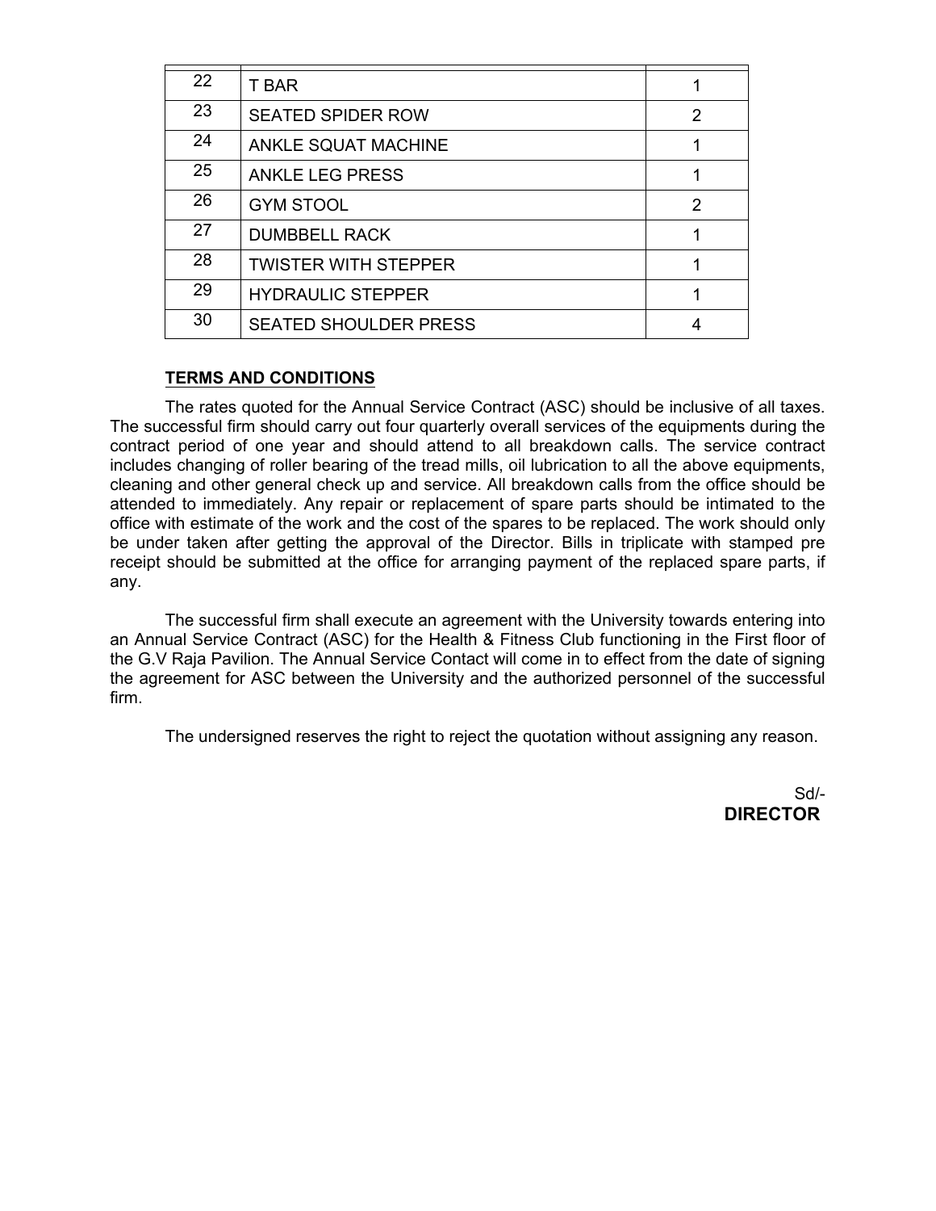| | | |
|---|---|---|
| 22 | T BAR | 1 |
| 23 | SEATED SPIDER ROW | 2 |
| 24 | ANKLE SQUAT MACHINE | 1 |
| 25 | ANKLE LEG PRESS | 1 |
| 26 | GYM STOOL | 2 |
| 27 | DUMBBELL RACK | 1 |
| 28 | TWISTER WITH STEPPER | 1 |
| 29 | HYDRAULIC STEPPER | 1 |
| 30 | SEATED SHOULDER PRESS | 4 |

**TERMS AND CONDITIONS**

The rates quoted for the Annual Service Contract (ASC) should be inclusive of all taxes. The successful firm should carry out four quarterly overall services of the equipments during the contract period of one year and should attend to all breakdown calls. The service contract includes changing of roller bearing of the tread mills, oil lubrication to all the above equipments, cleaning and other general check up and service. All breakdown calls from the office should be attended to immediately. Any repair or replacement of spare parts should be intimated to the office with estimate of the work and the cost of the spares to be replaced. The work should only be under taken after getting the approval of the Director. Bills in triplicate with stamped pre receipt should be submitted at the office for arranging payment of the replaced spare parts, if any.

The successful firm shall execute an agreement with the University towards entering into an Annual Service Contract (ASC) for the Health & Fitness Club functioning in the First floor of the G.V Raja Pavilion. The Annual Service Contact will come in to effect from the date of signing the agreement for ASC between the University and the authorized personnel of the successful firm.

The undersigned reserves the right to reject the quotation without assigning any reason.

Sd/-
**DIRECTOR**